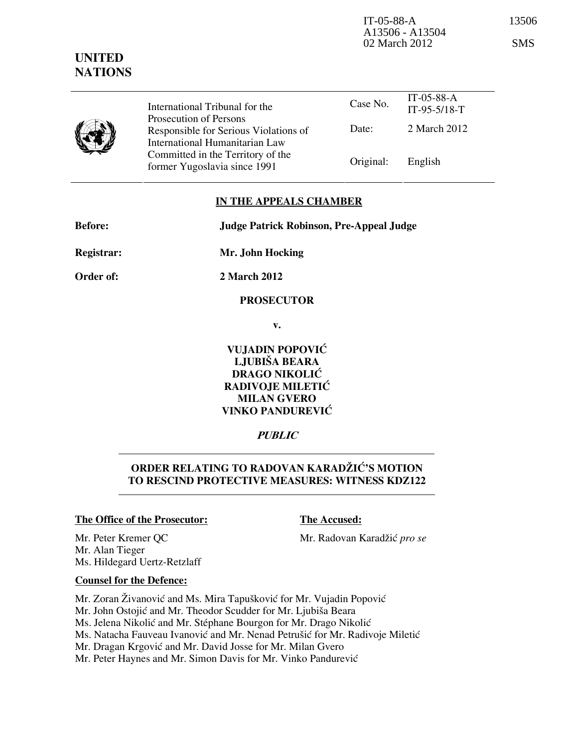IT-05-88-A 13506
A13506 - A13504
02 March 2012 SMS

**UNITED NATIONS**

| International Tribunal for the Prosecution of Persons Responsible for Serious Violations of International Humanitarian Law Committed in the Territory of the former Yugoslavia since 1991 | Case No. | IT-05-88-A IT-95-5/18-T |
|---|---|---|
| | Date: | 2 March 2012 |
| | Original: | English |

**IN THE APPEALS CHAMBER**

**Before:** **Judge Patrick Robinson, Pre-Appeal Judge**

**Registrar:** **Mr. John Hocking**

**Order of:** **2 March 2012**

**PROSECUTOR**

**v.**

**VUJADIN POPOVIĆ**
**LJUBIŠA BEARA**
**DRAGO NIKOLIĆ**
**RADIVOJE MILETIĆ**
**MILAN GVERO**
**VINKO PANDUREVIĆ**

***PUBLIC***

## ORDER RELATING TO RADOVAN KARADŽIĆ'S MOTION TO RESCIND PROTECTIVE MEASURES: WITNESS KDZ122

**The Office of the Prosecutor:**

Mr. Peter Kremer QC
Mr. Alan Tieger
Ms. Hildegard Uertz-Retzlaff

**The Accused:**

Mr. Radovan Karadžić *pro se*

**Counsel for the Defence:**

Mr. Zoran Živanović and Ms. Mira Tapušković for Mr. Vujadin Popović
Mr. John Ostojić and Mr. Theodor Scudder for Mr. Ljubiša Beara
Ms. Jelena Nikolić and Mr. Stéphane Bourgon for Mr. Drago Nikolić
Ms. Natacha Fauveau Ivanović and Mr. Nenad Petrušić for Mr. Radivoje Miletić
Mr. Dragan Krgović and Mr. David Josse for Mr. Milan Gvero
Mr. Peter Haynes and Mr. Simon Davis for Mr. Vinko Pandurević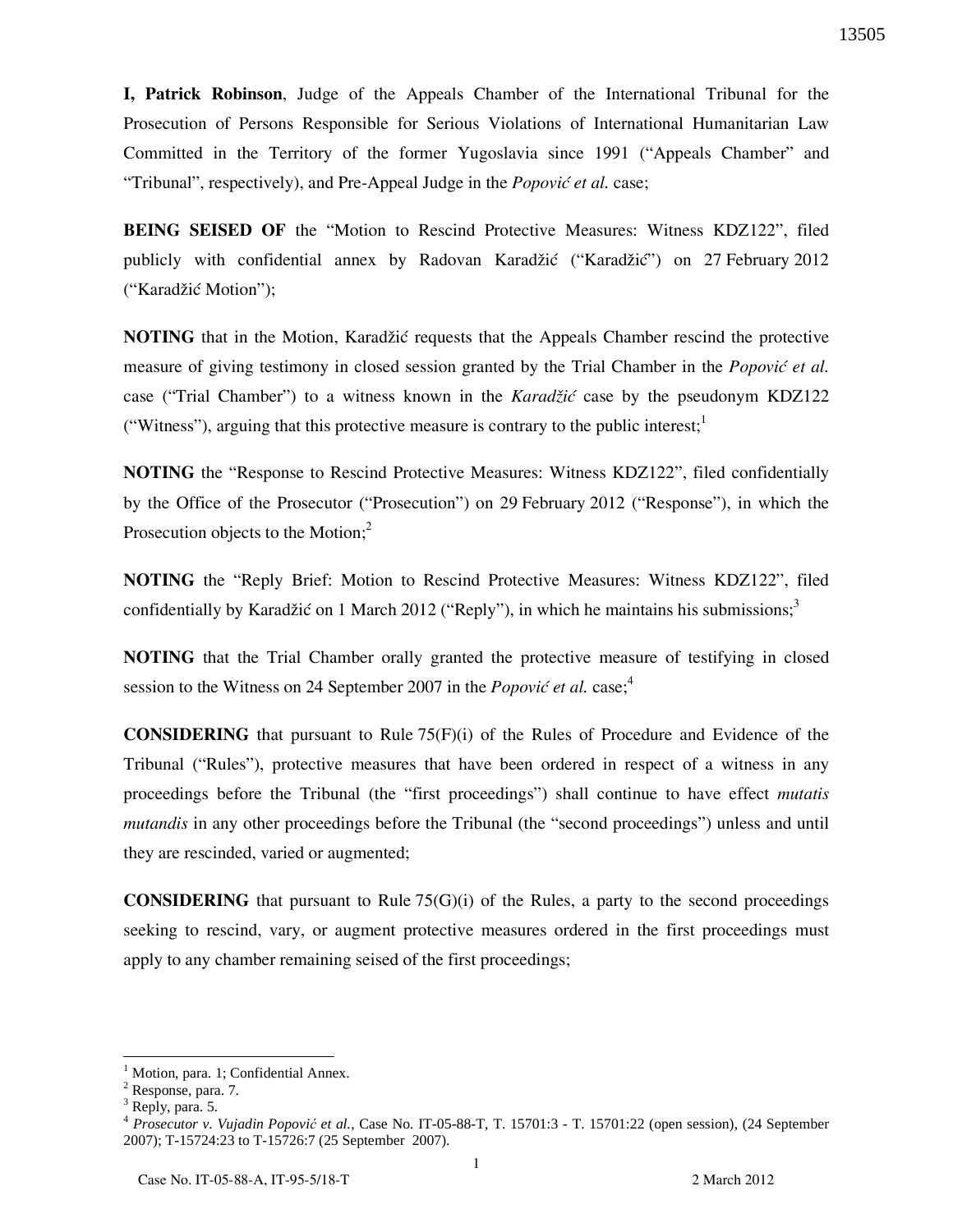**I, Patrick Robinson**, Judge of the Appeals Chamber of the International Tribunal for the Prosecution of Persons Responsible for Serious Violations of International Humanitarian Law Committed in the Territory of the former Yugoslavia since 1991 ("Appeals Chamber" and "Tribunal", respectively), and Pre-Appeal Judge in the *Popović et al.* case;

**BEING SEISED OF** the "Motion to Rescind Protective Measures: Witness KDZ122", filed publicly with confidential annex by Radovan Karadžić ("Karadžić") on 27 February 2012 ("Karadžić Motion");

**NOTING** that in the Motion, Karadžić requests that the Appeals Chamber rescind the protective measure of giving testimony in closed session granted by the Trial Chamber in the *Popović et al.* case ("Trial Chamber") to a witness known in the *Karadžić* case by the pseudonym KDZ122 ("Witness"), arguing that this protective measure is contrary to the public interest;[1]

**NOTING** the "Response to Rescind Protective Measures: Witness KDZ122", filed confidentially by the Office of the Prosecutor ("Prosecution") on 29 February 2012 ("Response"), in which the Prosecution objects to the Motion;[2]

**NOTING** the "Reply Brief: Motion to Rescind Protective Measures: Witness KDZ122", filed confidentially by Karadžić on 1 March 2012 ("Reply"), in which he maintains his submissions;[3]

**NOTING** that the Trial Chamber orally granted the protective measure of testifying in closed session to the Witness on 24 September 2007 in the *Popović et al.* case;[4]

**CONSIDERING** that pursuant to Rule 75(F)(i) of the Rules of Procedure and Evidence of the Tribunal ("Rules"), protective measures that have been ordered in respect of a witness in any proceedings before the Tribunal (the "first proceedings") shall continue to have effect *mutatis mutandis* in any other proceedings before the Tribunal (the "second proceedings") unless and until they are rescinded, varied or augmented;

**CONSIDERING** that pursuant to Rule 75(G)(i) of the Rules, a party to the second proceedings seeking to rescind, vary, or augment protective measures ordered in the first proceedings must apply to any chamber remaining seised of the first proceedings;

---

[1] Motion, para. 1; Confidential Annex.

[2] Response, para. 7.

[3] Reply, para. 5.

[4] *Prosecutor v. Vujadin Popović et al.*, Case No. IT-05-88-T, T. 15701:3 - T. 15701:22 (open session), (24 September 2007); T-15724:23 to T-15726:7 (25 September 2007).

Case No. IT-05-88-A, IT-95-5/18-T 2 March 2012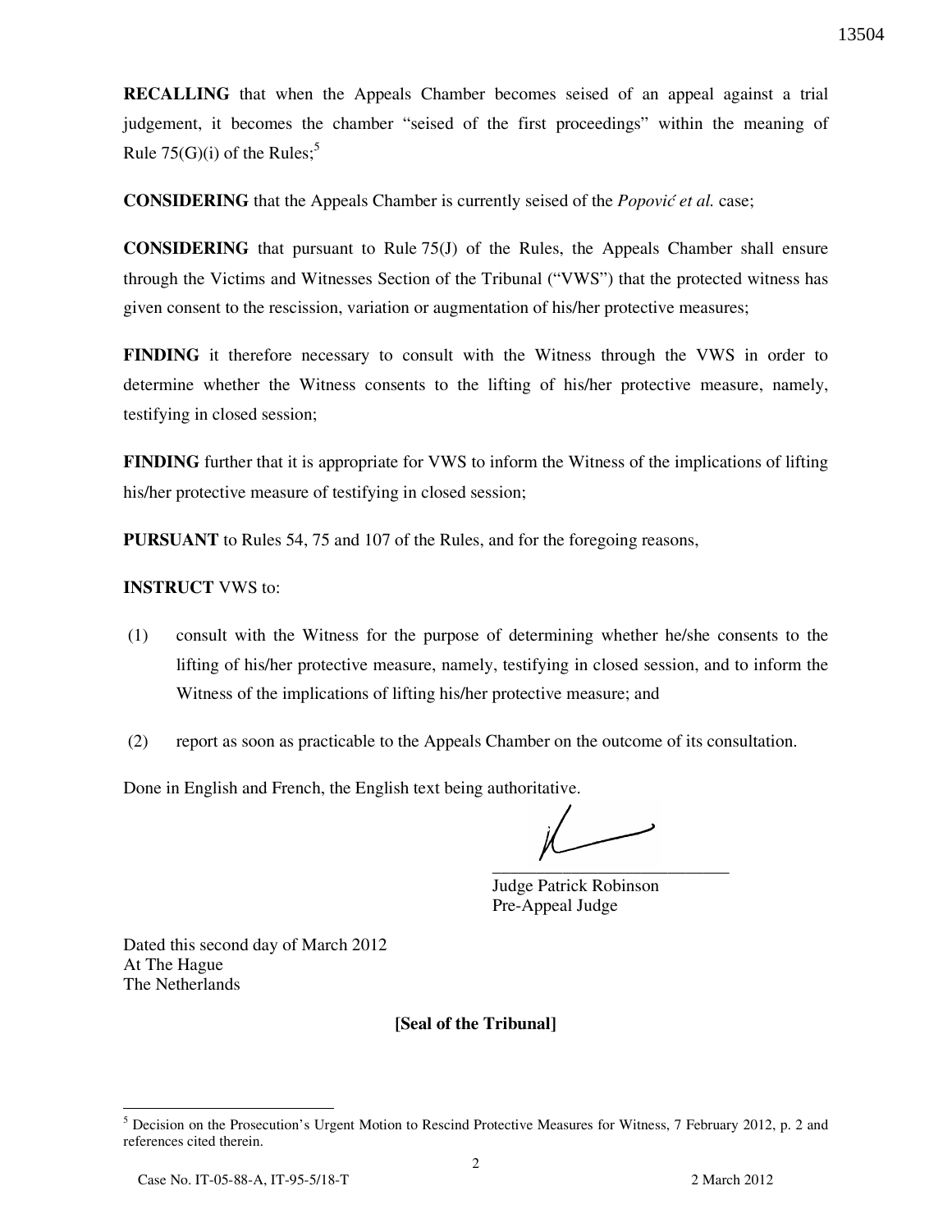**RECALLING** that when the Appeals Chamber becomes seised of an appeal against a trial judgement, it becomes the chamber "seised of the first proceedings" within the meaning of Rule 75(G)(i) of the Rules;[5]

**CONSIDERING** that the Appeals Chamber is currently seised of the *Popović et al.* case;

**CONSIDERING** that pursuant to Rule 75(J) of the Rules, the Appeals Chamber shall ensure through the Victims and Witnesses Section of the Tribunal ("VWS") that the protected witness has given consent to the rescission, variation or augmentation of his/her protective measures;

**FINDING** it therefore necessary to consult with the Witness through the VWS in order to determine whether the Witness consents to the lifting of his/her protective measure, namely, testifying in closed session;

**FINDING** further that it is appropriate for VWS to inform the Witness of the implications of lifting his/her protective measure of testifying in closed session;

**PURSUANT** to Rules 54, 75 and 107 of the Rules, and for the foregoing reasons,

**INSTRUCT** VWS to:

(1) consult with the Witness for the purpose of determining whether he/she consents to the lifting of his/her protective measure, namely, testifying in closed session, and to inform the Witness of the implications of lifting his/her protective measure; and

(2) report as soon as practicable to the Appeals Chamber on the outcome of its consultation.

Done in English and French, the English text being authoritative.

___________________________

Judge Patrick Robinson
Pre-Appeal Judge

Dated this second day of March 2012
At The Hague
The Netherlands

**[Seal of the Tribunal]**

---

[5] Decision on the Prosecution's Urgent Motion to Rescind Protective Measures for Witness, 7 February 2012, p. 2 and references cited therein.